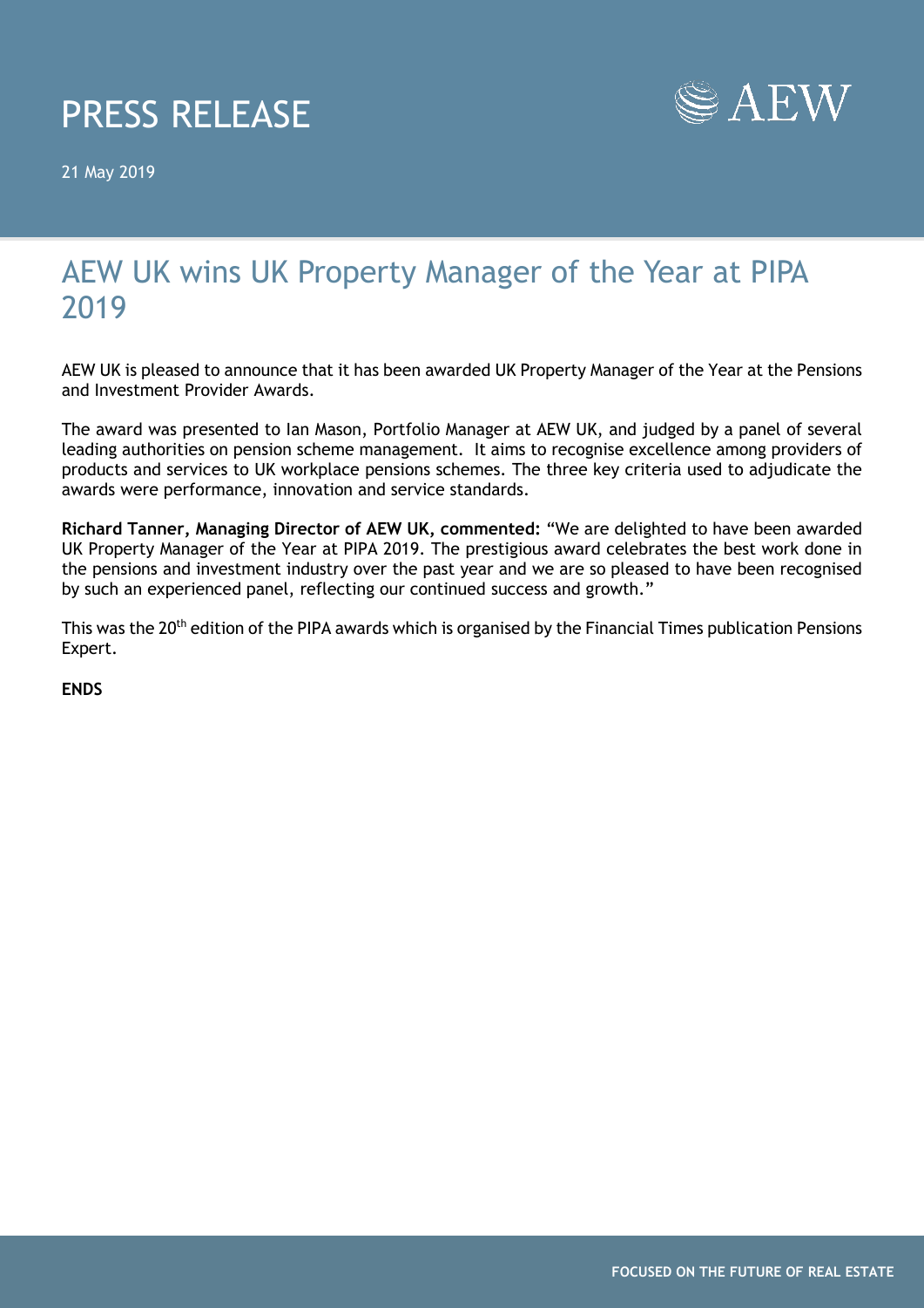# PRESS RELEASE

AEW

21 May 2019

## AEW UK wins UK Property Manager of the Year at PIPA 2019

AEW UK is pleased to announce that it has been awarded UK Property Manager of the Year at the Pensions and Investment Provider Awards.

The award was presented to Ian Mason, Portfolio Manager at AEW UK, and judged by a panel of several leading authorities on pension scheme management. It aims to recognise excellence among providers of products and services to UK workplace pensions schemes. The three key criteria used to adjudicate the awards were performance, innovation and service standards.

**Richard Tanner, Managing Director of AEW UK, commented:** "We are delighted to have been awarded UK Property Manager of the Year at PIPA 2019. The prestigious award celebrates the best work done in the pensions and investment industry over the past year and we are so pleased to have been recognised by such an experienced panel, reflecting our continued success and growth."

This was the 20th edition of the PIPA awards which is organised by the Financial Times publication Pensions Expert.

**ENDS**

FOCUSED ON THE FUTURE OF REAL ESTATE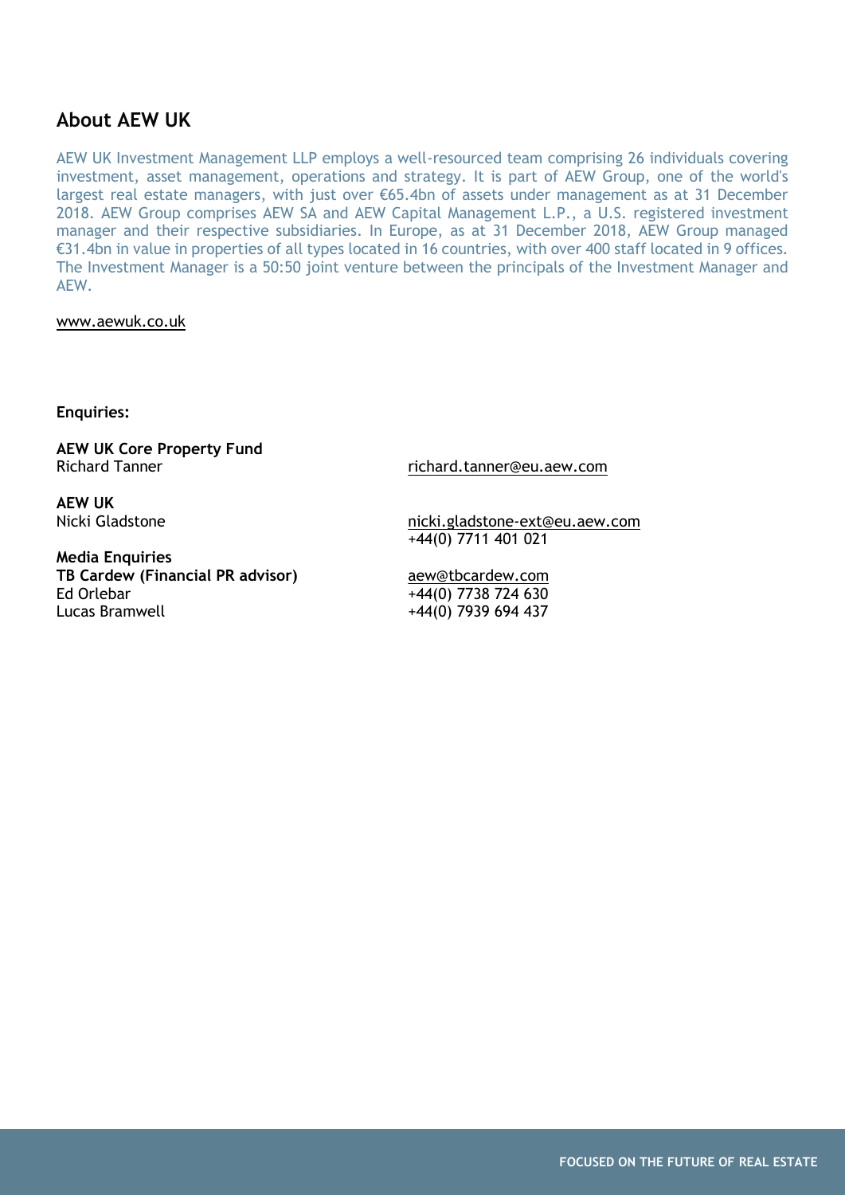## About AEW UK

AEW UK Investment Management LLP employs a well-resourced team comprising 26 individuals covering investment, asset management, operations and strategy. It is part of AEW Group, one of the world's largest real estate managers, with just over €65.4bn of assets under management as at 31 December 2018. AEW Group comprises AEW SA and AEW Capital Management L.P., a U.S. registered investment manager and their respective subsidiaries. In Europe, as at 31 December 2018, AEW Group managed €31.4bn in value in properties of all types located in 16 countries, with over 400 staff located in 9 offices. The Investment Manager is a 50:50 joint venture between the principals of the Investment Manager and AEW.

www.aewuk.co.uk

**Enquiries:**

**AEW UK Core Property Fund**
Richard Tanner — richard.tanner@eu.aew.com

**AEW UK**
Nicki Gladstone — nicki.gladstone-ext@eu.aew.com
+44(0) 7711 401 021

**Media Enquiries**
**TB Cardew (Financial PR advisor)** — aew@tbcardew.com
Ed Orlebar — +44(0) 7738 724 630
Lucas Bramwell — +44(0) 7939 694 437

FOCUSED ON THE FUTURE OF REAL ESTATE